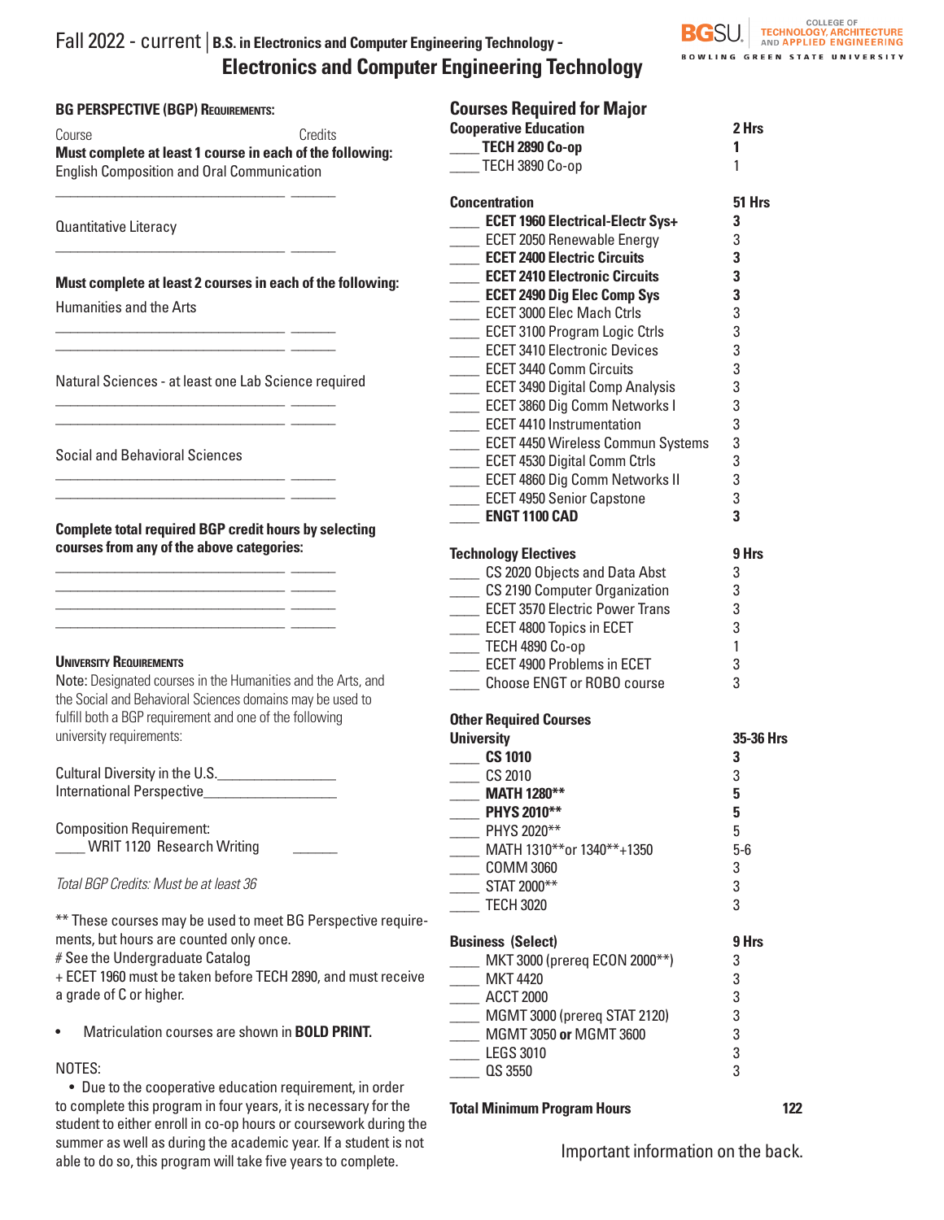# Fall 2022 - current | B.S. in Electronics and Computer Engineering Technology - Electronics and Computer Engineering Technology

COLLEGE OF TECHNOLOGY, ARCHITECTURE AND APPLIED ENGINEERING
BGSU BOWLING GREEN STATE UNIVERSITY

## BG PERSPECTIVE (BGP) REQUIREMENTS:

Course | Credits

**Must complete at least 1 course in each of the following:**

English Composition and Oral Communication

_______________________________ ______

Quantitative Literacy

_______________________________ ______

**Must complete at least 2 courses in each of the following:**

Humanities and the Arts

_______________________________ ______
_______________________________ ______

Natural Sciences - at least one Lab Science required

_______________________________ ______
_______________________________ ______

Social and Behavioral Sciences

_______________________________ ______
_______________________________ ______

**Complete total required BGP credit hours by selecting courses from any of the above categories:**

_______________________________ ______
_______________________________ ______
_______________________________ ______
_______________________________ ______

## UNIVERSITY REQUIREMENTS

Note: Designated courses in the Humanities and the Arts, and the Social and Behavioral Sciences domains may be used to fulfill both a BGP requirement and one of the following university requirements:

Cultural Diversity in the U.S.________________
International Perspective__________________

Composition Requirement:
____ WRIT 1120 Research Writing ______

*Total BGP Credits: Must be at least 36*

** These courses may be used to meet BG Perspective requirements, but hours are counted only once.
# See the Undergraduate Catalog
+ ECET 1960 must be taken before TECH 2890, and must receive a grade of C or higher.

- Matriculation courses are shown in **BOLD PRINT.**

NOTES:
- Due to the cooperative education requirement, in order to complete this program in four years, it is necessary for the student to either enroll in co-op hours or coursework during the summer as well as during the academic year. If a student is not able to do so, this program will take five years to complete.

## Courses Required for Major

| Course | Hrs |
|---|---|
| **Cooperative Education** | **2 Hrs** |
| ____ **TECH 2890 Co-op** | **1** |
| ____ TECH 3890 Co-op | 1 |
| **Concentration** | **51 Hrs** |
| ____ **ECET 1960 Electrical-Electr Sys+** | **3** |
| ____ ECET 2050 Renewable Energy | 3 |
| ____ **ECET 2400 Electric Circuits** | **3** |
| ____ **ECET 2410 Electronic Circuits** | **3** |
| ____ **ECET 2490 Dig Elec Comp Sys** | **3** |
| ____ ECET 3000 Elec Mach Ctrls | 3 |
| ____ ECET 3100 Program Logic Ctrls | 3 |
| ____ ECET 3410 Electronic Devices | 3 |
| ____ ECET 3440 Comm Circuits | 3 |
| ____ ECET 3490 Digital Comp Analysis | 3 |
| ____ ECET 3860 Dig Comm Networks I | 3 |
| ____ ECET 4410 Instrumentation | 3 |
| ____ ECET 4450 Wireless Commun Systems | 3 |
| ____ ECET 4530 Digital Comm Ctrls | 3 |
| ____ ECET 4860 Dig Comm Networks II | 3 |
| ____ ECET 4950 Senior Capstone | 3 |
| ____ **ENGT 1100 CAD** | **3** |
| **Technology Electives** | **9 Hrs** |
| ____ CS 2020 Objects and Data Abst | 3 |
| ____ CS 2190 Computer Organization | 3 |
| ____ ECET 3570 Electric Power Trans | 3 |
| ____ ECET 4800 Topics in ECET | 3 |
| ____ TECH 4890 Co-op | 1 |
| ____ ECET 4900 Problems in ECET | 3 |
| ____ Choose ENGT or ROBO course | 3 |
| **Other Required Courses** | |
| **University** | **35-36 Hrs** |
| ____ **CS 1010** | **3** |
| ____ CS 2010 | 3 |
| ____ **MATH 1280**** | **5** |
| ____ **PHYS 2010**** | **5** |
| ____ PHYS 2020** | 5 |
| ____ MATH 1310**or 1340**+1350 | 5-6 |
| ____ COMM 3060 | 3 |
| ____ STAT 2000** | 3 |
| ____ TECH 3020 | 3 |
| **Business (Select)** | **9 Hrs** |
| ____ MKT 3000 (prereq ECON 2000**) | 3 |
| ____ MKT 4420 | 3 |
| ____ ACCT 2000 | 3 |
| ____ MGMT 3000 (prereq STAT 2120) | 3 |
| ____ MGMT 3050 **or** MGMT 3600 | 3 |
| ____ LEGS 3010 | 3 |
| ____ QS 3550 | 3 |
| **Total Minimum Program Hours** | **122** |

Important information on the back.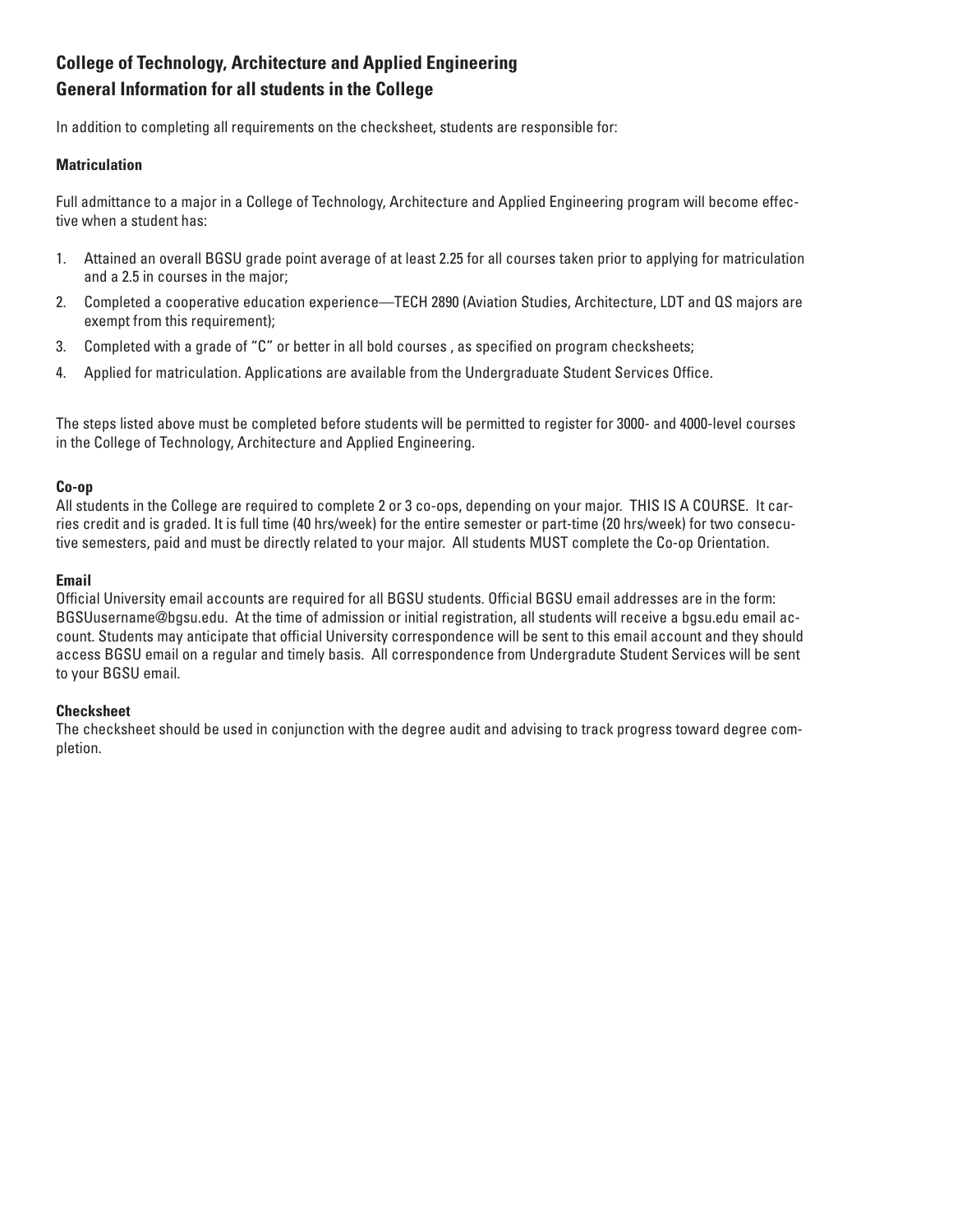## College of Technology, Architecture and Applied Engineering
## General Information for all students in the College

In addition to completing all requirements on the checksheet, students are responsible for:

**Matriculation**

Full admittance to a major in a College of Technology, Architecture and Applied Engineering program will become effective when a student has:

1. Attained an overall BGSU grade point average of at least 2.25 for all courses taken prior to applying for matriculation and a 2.5 in courses in the major;
2. Completed a cooperative education experience—TECH 2890 (Aviation Studies, Architecture, LDT and QS majors are exempt from this requirement);
3. Completed with a grade of "C" or better in all bold courses , as specified on program checksheets;
4. Applied for matriculation. Applications are available from the Undergraduate Student Services Office.

The steps listed above must be completed before students will be permitted to register for 3000- and 4000-level courses in the College of Technology, Architecture and Applied Engineering.

**Co-op**
All students in the College are required to complete 2 or 3 co-ops, depending on your major. THIS IS A COURSE. It carries credit and is graded. It is full time (40 hrs/week) for the entire semester or part-time (20 hrs/week) for two consecutive semesters, paid and must be directly related to your major. All students MUST complete the Co-op Orientation.

**Email**
Official University email accounts are required for all BGSU students. Official BGSU email addresses are in the form: BGSUusername@bgsu.edu. At the time of admission or initial registration, all students will receive a bgsu.edu email account. Students may anticipate that official University correspondence will be sent to this email account and they should access BGSU email on a regular and timely basis. All correspondence from Undergradute Student Services will be sent to your BGSU email.

**Checksheet**
The checksheet should be used in conjunction with the degree audit and advising to track progress toward degree completion.